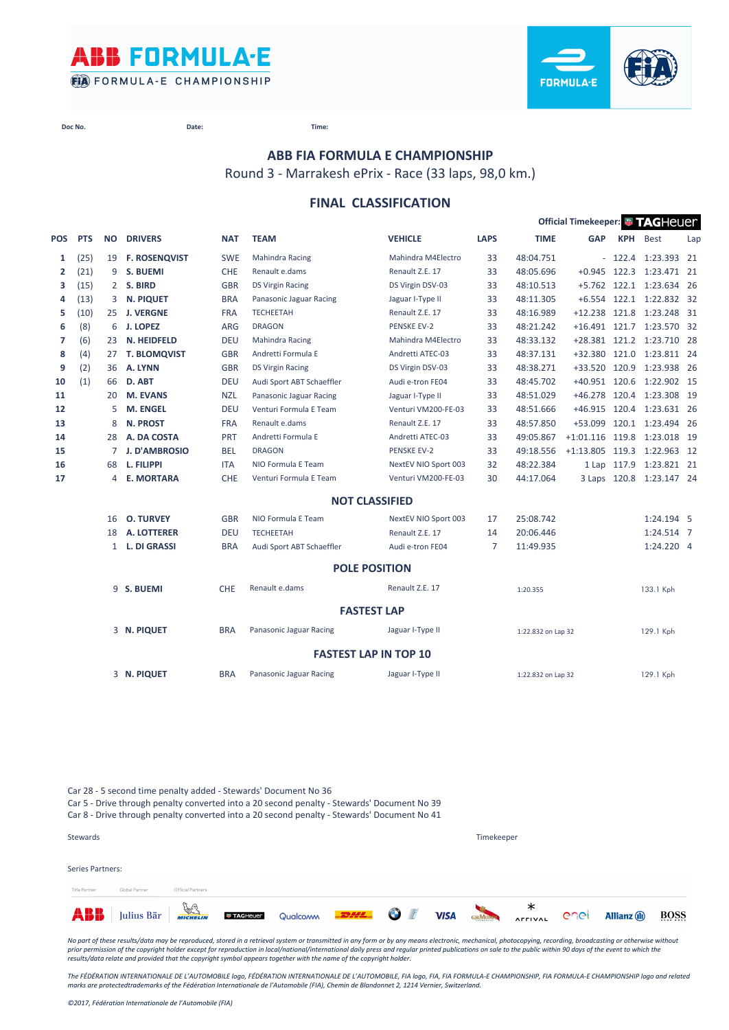ABB FORMULA-E

FIA FORMULA-E CHAMPIONSHIP

Doc No. Date: Time:

## ABB FIA FORMULA E CHAMPIONSHIP

Round 3 - Marrakesh ePrix - Race (33 laps, 98,0 km.)

## FINAL CLASSIFICATION

Official Timekeeper: TAGHeuer

| POS | PTS | NO | DRIVERS | NAT | TEAM | VEHICLE | LAPS | TIME | GAP | KPH | Best | Lap |
|---|---|---|---|---|---|---|---|---|---|---|---|---|
| **1** | (25) | 19 | **F. ROSENQVIST** | SWE | Mahindra Racing | Mahindra M4Electro | 33 | 48:04.751 | - | 122.4 | 1:23.393 | 21 |
| **2** | (21) | 9 | **S. BUEMI** | CHE | Renault e.dams | Renault Z.E. 17 | 33 | 48:05.696 | +0.945 | 122.3 | 1:23.471 | 21 |
| **3** | (15) | 2 | **S. BIRD** | GBR | DS Virgin Racing | DS Virgin DSV-03 | 33 | 48:10.513 | +5.762 | 122.1 | 1:23.634 | 26 |
| **4** | (13) | 3 | **N. PIQUET** | BRA | Panasonic Jaguar Racing | Jaguar I-Type II | 33 | 48:11.305 | +6.554 | 122.1 | 1:22.832 | 32 |
| **5** | (10) | 25 | **J. VERGNE** | FRA | TECHEETAH | Renault Z.E. 17 | 33 | 48:16.989 | +12.238 | 121.8 | 1:23.248 | 31 |
| **6** | (8) | 6 | **J. LOPEZ** | ARG | DRAGON | PENSKE EV-2 | 33 | 48:21.242 | +16.491 | 121.7 | 1:23.570 | 32 |
| **7** | (6) | 23 | **N. HEIDFELD** | DEU | Mahindra Racing | Mahindra M4Electro | 33 | 48:33.132 | +28.381 | 121.2 | 1:23.710 | 28 |
| **8** | (4) | 27 | **T. BLOMQVIST** | GBR | Andretti Formula E | Andretti ATEC-03 | 33 | 48:37.131 | +32.380 | 121.0 | 1:23.811 | 24 |
| **9** | (2) | 36 | **A. LYNN** | GBR | DS Virgin Racing | DS Virgin DSV-03 | 33 | 48:38.271 | +33.520 | 120.9 | 1:23.938 | 26 |
| **10** | (1) | 66 | **D. ABT** | DEU | Audi Sport ABT Schaeffler | Audi e-tron FE04 | 33 | 48:45.702 | +40.951 | 120.6 | 1:22.902 | 15 |
| **11** | | 20 | **M. EVANS** | NZL | Panasonic Jaguar Racing | Jaguar I-Type II | 33 | 48:51.029 | +46.278 | 120.4 | 1:23.308 | 19 |
| **12** | | 5 | **M. ENGEL** | DEU | Venturi Formula E Team | Venturi VM200-FE-03 | 33 | 48:51.666 | +46.915 | 120.4 | 1:23.631 | 26 |
| **13** | | 8 | **N. PROST** | FRA | Renault e.dams | Renault Z.E. 17 | 33 | 48:57.850 | +53.099 | 120.1 | 1:23.494 | 26 |
| **14** | | 28 | **A. DA COSTA** | PRT | Andretti Formula E | Andretti ATEC-03 | 33 | 49:05.867 | +1:01.116 | 119.8 | 1:23.018 | 19 |
| **15** | | 7 | **J. D'AMBROSIO** | BEL | DRAGON | PENSKE EV-2 | 33 | 49:18.556 | +1:13.805 | 119.3 | 1:22.963 | 12 |
| **16** | | 68 | **L. FILIPPI** | ITA | NIO Formula E Team | NextEV NIO Sport 003 | 32 | 48:22.384 | 1 Lap | 117.9 | 1:23.821 | 21 |
| **17** | | 4 | **E. MORTARA** | CHE | Venturi Formula E Team | Venturi VM200-FE-03 | 30 | 44:17.064 | 3 Laps | 120.8 | 1:23.147 | 24 |

### NOT CLASSIFIED

| NO | DRIVERS | NAT | TEAM | VEHICLE | LAPS | TIME | Best | Lap |
|---|---|---|---|---|---|---|---|---|
| 16 | **O. TURVEY** | GBR | NIO Formula E Team | NextEV NIO Sport 003 | 17 | 25:08.742 | 1:24.194 | 5 |
| 18 | **A. LOTTERER** | DEU | TECHEETAH | Renault Z.E. 17 | 14 | 20:06.446 | 1:24.514 | 7 |
| 1 | **L. DI GRASSI** | BRA | Audi Sport ABT Schaeffler | Audi e-tron FE04 | 7 | 11:49.935 | 1:24.220 | 4 |

### POLE POSITION

| NO | DRIVER | NAT | TEAM | VEHICLE | TIME | SPEED |
|---|---|---|---|---|---|---|
| 9 | **S. BUEMI** | CHE | Renault e.dams | Renault Z.E. 17 | 1:20.355 | 133.1 Kph |

### FASTEST LAP

| NO | DRIVER | NAT | TEAM | VEHICLE | TIME | SPEED |
|---|---|---|---|---|---|---|
| 3 | **N. PIQUET** | BRA | Panasonic Jaguar Racing | Jaguar I-Type II | 1:22.832 on Lap 32 | 129.1 Kph |

### FASTEST LAP IN TOP 10

| NO | DRIVER | NAT | TEAM | VEHICLE | TIME | SPEED |
|---|---|---|---|---|---|---|
| 3 | **N. PIQUET** | BRA | Panasonic Jaguar Racing | Jaguar I-Type II | 1:22.832 on Lap 32 | 129.1 Kph |

Car 28 - 5 second time penalty added - Stewards' Document No 36
Car 5 - Drive through penalty converted into a 20 second penalty - Stewards' Document No 39
Car 8 - Drive through penalty converted into a 20 second penalty - Stewards' Document No 41

Stewards

Timekeeper

Series Partners:

*No part of these results/data may be reproduced, stored in a retrieval system or transmitted in any form or by any means electronic, mechanical, photocopying, recording, broadcasting or otherwise without prior permission of the copyright holder except for reproduction in local/national/international daily press and regular printed publications on sale to the public within 90 days of the event to which the results/data relate and provided that the copyright symbol appears together with the name of the copyright holder.*

*The FÉDÉRATION INTERNATIONALE DE L'AUTOMOBILE logo, FÉDÉRATION INTERNATIONALE DE L'AUTOMOBILE, FIA logo, FIA, FIA FORMULA-E CHAMPIONSHIP, FIA FORMULA-E CHAMPIONSHIP logo and related marks are protectedtrademarks of the Fédération Internationale de l'Automobile (FIA), Chemin de Blandonnet 2, 1214 Vernier, Switzerland.*

*©2017, Fédération Internationale de l'Automobile (FIA)*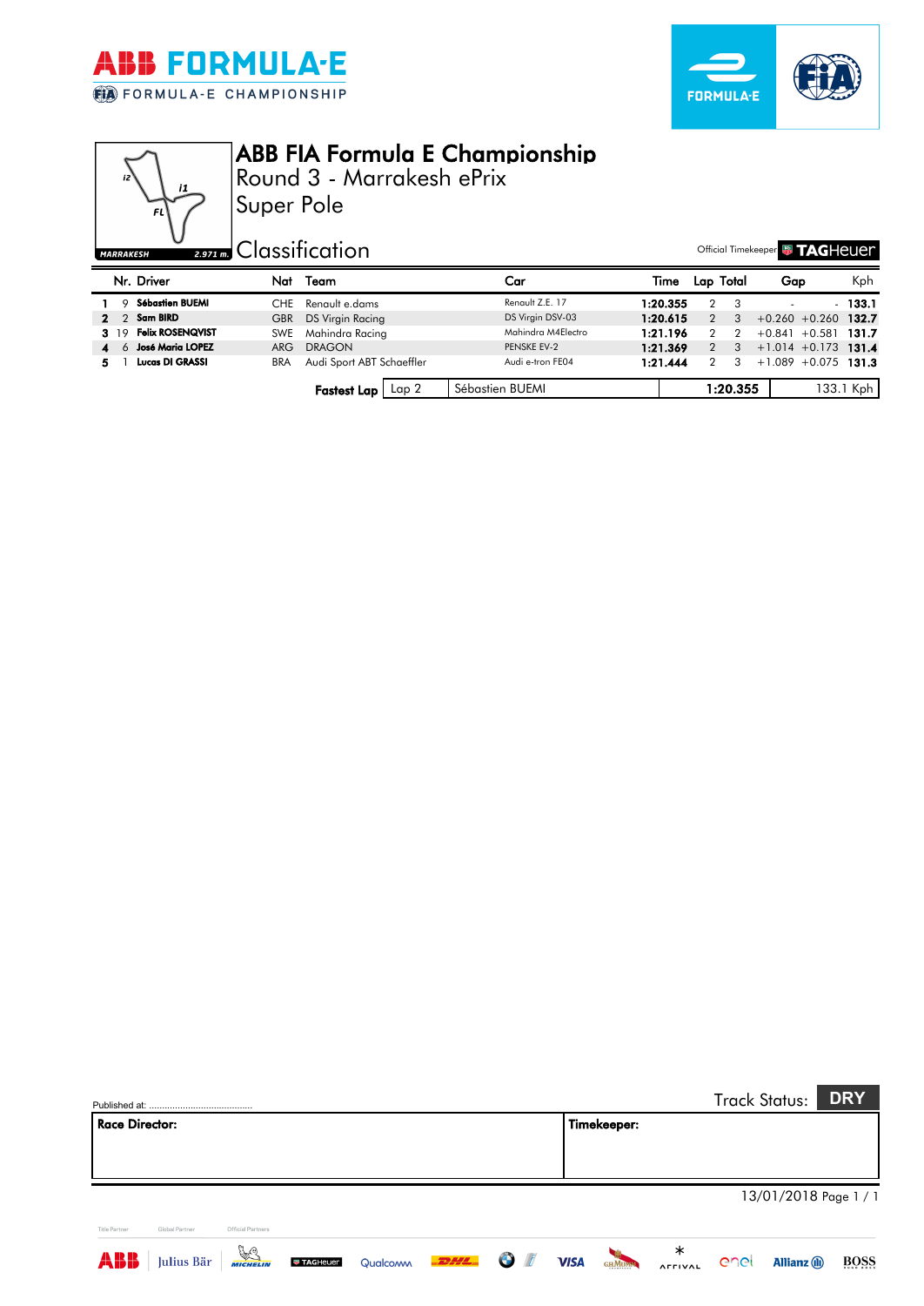# ABB FIA Formula E Championship

## Round 3 - Marrakesh ePrix

## Super Pole

## Classification

Official Timekeeper TAGHeuer

| | Nr. | Driver | Nat | Team | Car | Time | Lap | Total | Gap | | Kph |
|---|---|---|---|---|---|---|---|---|---|---|---|
| 1 | 9 | **Sébastien BUEMI** | CHE | Renault e.dams | Renault Z.E. 17 | **1:20.355** | 2 | 3 | - | - | **133.1** |
| 2 | 2 | **Sam BIRD** | GBR | DS Virgin Racing | DS Virgin DSV-03 | **1:20.615** | 2 | 3 | +0.260 | +0.260 | **132.7** |
| 3 | 19 | **Felix ROSENQVIST** | SWE | Mahindra Racing | Mahindra M4Electro | **1:21.196** | 2 | 2 | +0.841 | +0.581 | **131.7** |
| 4 | 6 | **José Maria LOPEZ** | ARG | DRAGON | PENSKE EV-2 | **1:21.369** | 2 | 3 | +1.014 | +0.173 | **131.4** |
| 5 | 1 | **Lucas DI GRASSI** | BRA | Audi Sport ABT Schaeffler | Audi e-tron FE04 | **1:21.444** | 2 | 3 | +1.089 | +0.075 | **131.3** |

| **Fastest Lap** | Lap 2 | Sébastien BUEMI | **1:20.355** | 133.1 Kph |
|---|---|---|---|---|

Published at: ........................................

Track Status: **DRY**

| **Race Director:** | **Timekeeper:** |
|---|---|
| | |

13/01/2018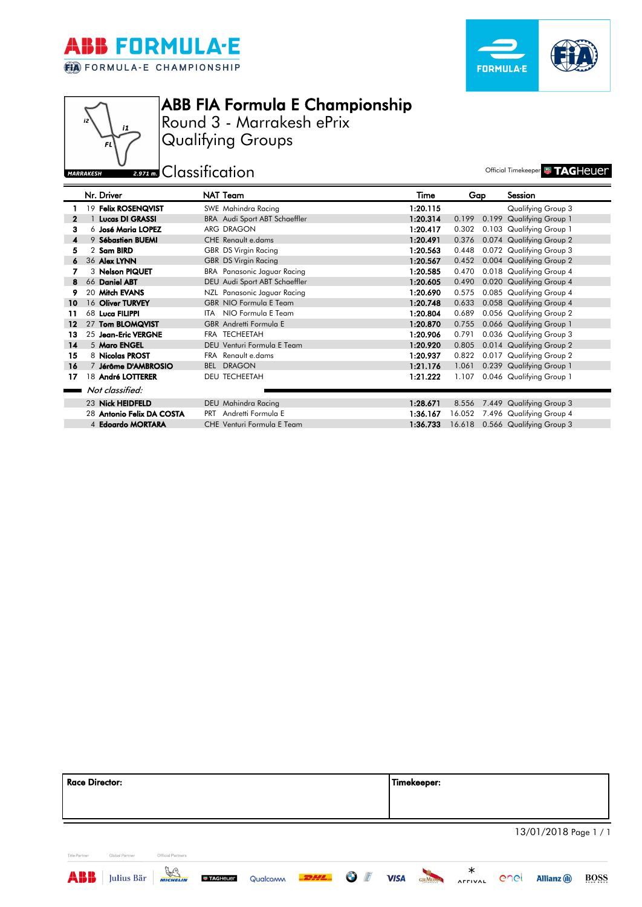# ABB FIA Formula E Championship

## Round 3 - Marrakesh ePrix

## Qualifying Groups

MARRAKESH 2.971 m.

### Classification

Official Timekeeper TAGHeuer

| | Nr. | Driver | NAT | Team | Time | Gap | | Session |
|---|---|---|---|---|---|---|---|---|
| 1 | 19 | **Felix ROSENQVIST** | SWE | Mahindra Racing | **1:20.115** | | | Qualifying Group 3 |
| 2 | 1 | **Lucas DI GRASSI** | BRA | Audi Sport ABT Schaeffler | **1:20.314** | 0.199 | 0.199 | Qualifying Group 1 |
| 3 | 6 | **José Maria LOPEZ** | ARG | DRAGON | **1:20.417** | 0.302 | 0.103 | Qualifying Group 1 |
| 4 | 9 | **Sébastien BUEMI** | CHE | Renault e.dams | **1:20.491** | 0.376 | 0.074 | Qualifying Group 2 |
| 5 | 2 | **Sam BIRD** | GBR | DS Virgin Racing | **1:20.563** | 0.448 | 0.072 | Qualifying Group 3 |
| 6 | 36 | **Alex LYNN** | GBR | DS Virgin Racing | **1:20.567** | 0.452 | 0.004 | Qualifying Group 2 |
| 7 | 3 | **Nelson PIQUET** | BRA | Panasonic Jaguar Racing | **1:20.585** | 0.470 | 0.018 | Qualifying Group 4 |
| 8 | 66 | **Daniel ABT** | DEU | Audi Sport ABT Schaeffler | **1:20.605** | 0.490 | 0.020 | Qualifying Group 4 |
| 9 | 20 | **Mitch EVANS** | NZL | Panasonic Jaguar Racing | **1:20.690** | 0.575 | 0.085 | Qualifying Group 4 |
| 10 | 16 | **Oliver TURVEY** | GBR | NIO Formula E Team | **1:20.748** | 0.633 | 0.058 | Qualifying Group 4 |
| 11 | 68 | **Luca FILIPPI** | ITA | NIO Formula E Team | **1:20.804** | 0.689 | 0.056 | Qualifying Group 2 |
| 12 | 27 | **Tom BLOMQVIST** | GBR | Andretti Formula E | **1:20.870** | 0.755 | 0.066 | Qualifying Group 1 |
| 13 | 25 | **Jean-Eric VERGNE** | FRA | TECHEETAH | **1:20.906** | 0.791 | 0.036 | Qualifying Group 3 |
| 14 | 5 | **Maro ENGEL** | DEU | Venturi Formula E Team | **1:20.920** | 0.805 | 0.014 | Qualifying Group 2 |
| 15 | 8 | **Nicolas PROST** | FRA | Renault e.dams | **1:20.937** | 0.822 | 0.017 | Qualifying Group 2 |
| 16 | 7 | **Jérôme D'AMBROSIO** | BEL | DRAGON | **1:21.176** | 1.061 | 0.239 | Qualifying Group 1 |
| 17 | 18 | **André LOTTERER** | DEU | TECHEETAH | **1:21.222** | 1.107 | 0.046 | Qualifying Group 1 |
| *Not classified:* | | | | | | | | |
| | 23 | **Nick HEIDFELD** | DEU | Mahindra Racing | **1:28.671** | 8.556 | 7.449 | Qualifying Group 3 |
| | 28 | **Antonio Felix DA COSTA** | PRT | Andretti Formula E | **1:36.167** | 16.052 | 7.496 | Qualifying Group 4 |
| | 4 | **Edoardo MORTARA** | CHE | Venturi Formula E Team | **1:36.733** | 16.618 | 0.566 | Qualifying Group 3 |

| Race Director: | Timekeeper: |
|---|---|
| | |

13/01/2018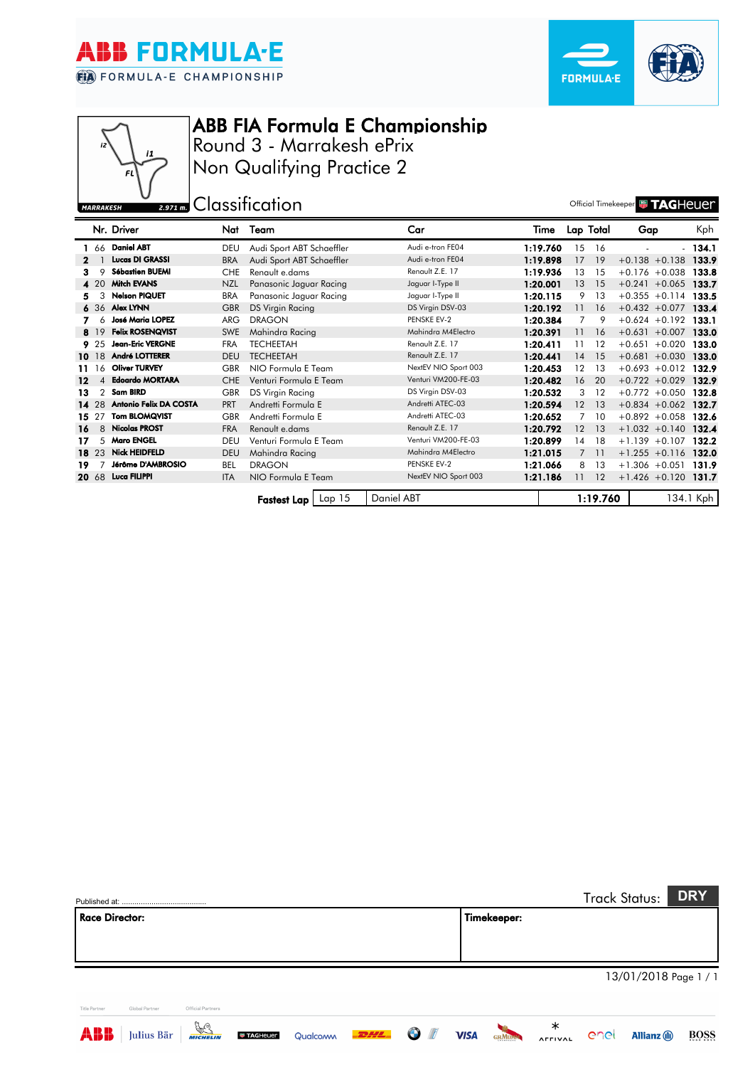# ABB FIA Formula E Championship

## Round 3 - Marrakesh ePrix

## Non Qualifying Practice 2

## Classification

Official Timekeeper TAG Heuer

| | Nr. | Driver | Nat | Team | Car | Time | Lap | Total | Gap | | Kph |
|---|---|---|---|---|---|---|---|---|---|---|---|
| 1 | 66 | **Daniel ABT** | DEU | Audi Sport ABT Schaeffler | Audi e-tron FE04 | **1:19.760** | 15 | 16 | - | - | **134.1** |
| 2 | 1 | **Lucas DI GRASSI** | BRA | Audi Sport ABT Schaeffler | Audi e-tron FE04 | **1:19.898** | 17 | 19 | +0.138 | +0.138 | **133.9** |
| 3 | 9 | **Sébastien BUEMI** | CHE | Renault e.dams | Renault Z.E. 17 | **1:19.936** | 13 | 15 | +0.176 | +0.038 | **133.8** |
| 4 | 20 | **Mitch EVANS** | NZL | Panasonic Jaguar Racing | Jaguar I-Type II | **1:20.001** | 13 | 15 | +0.241 | +0.065 | **133.7** |
| 5 | 3 | **Nelson PIQUET** | BRA | Panasonic Jaguar Racing | Jaguar I-Type II | **1:20.115** | 9 | 13 | +0.355 | +0.114 | **133.5** |
| 6 | 36 | **Alex LYNN** | GBR | DS Virgin Racing | DS Virgin DSV-03 | **1:20.192** | 11 | 16 | +0.432 | +0.077 | **133.4** |
| 7 | 6 | **José Maria LOPEZ** | ARG | DRAGON | PENSKE EV-2 | **1:20.384** | 7 | 9 | +0.624 | +0.192 | **133.1** |
| 8 | 19 | **Felix ROSENQVIST** | SWE | Mahindra Racing | Mahindra M4Electro | **1:20.391** | 11 | 16 | +0.631 | +0.007 | **133.0** |
| 9 | 25 | **Jean-Eric VERGNE** | FRA | TECHEETAH | Renault Z.E. 17 | **1:20.411** | 11 | 12 | +0.651 | +0.020 | **133.0** |
| 10 | 18 | **André LOTTERER** | DEU | TECHEETAH | Renault Z.E. 17 | **1:20.441** | 14 | 15 | +0.681 | +0.030 | **133.0** |
| 11 | 16 | **Oliver TURVEY** | GBR | NIO Formula E Team | NextEV NIO Sport 003 | **1:20.453** | 12 | 13 | +0.693 | +0.012 | **132.9** |
| 12 | 4 | **Edoardo MORTARA** | CHE | Venturi Formula E Team | Venturi VM200-FE-03 | **1:20.482** | 16 | 20 | +0.722 | +0.029 | **132.9** |
| 13 | 2 | **Sam BIRD** | GBR | DS Virgin Racing | DS Virgin DSV-03 | **1:20.532** | 3 | 12 | +0.772 | +0.050 | **132.8** |
| 14 | 28 | **Antonio Felix DA COSTA** | PRT | Andretti Formula E | Andretti ATEC-03 | **1:20.594** | 12 | 13 | +0.834 | +0.062 | **132.7** |
| 15 | 27 | **Tom BLOMQVIST** | GBR | Andretti Formula E | Andretti ATEC-03 | **1:20.652** | 7 | 10 | +0.892 | +0.058 | **132.6** |
| 16 | 8 | **Nicolas PROST** | FRA | Renault e.dams | Renault Z.E. 17 | **1:20.792** | 12 | 13 | +1.032 | +0.140 | **132.4** |
| 17 | 5 | **Maro ENGEL** | DEU | Venturi Formula E Team | Venturi VM200-FE-03 | **1:20.899** | 14 | 18 | +1.139 | +0.107 | **132.2** |
| 18 | 23 | **Nick HEIDFELD** | DEU | Mahindra Racing | Mahindra M4Electro | **1:21.015** | 7 | 11 | +1.255 | +0.116 | **132.0** |
| 19 | 7 | **Jérôme D'AMBROSIO** | BEL | DRAGON | PENSKE EV-2 | **1:21.066** | 8 | 13 | +1.306 | +0.051 | **131.9** |
| 20 | 68 | **Luca FILIPPI** | ITA | NIO Formula E Team | NextEV NIO Sport 003 | **1:21.186** | 11 | 12 | +1.426 | +0.120 | **131.7** |

| **Fastest Lap** | Lap 15 | Daniel ABT | **1:19.760** | 134.1 Kph |
|---|---|---|---|---|

Published at: ........................................

Track Status: **DRY**

| **Race Director:** | **Timekeeper:** |
|---|---|
| | |

13/01/2018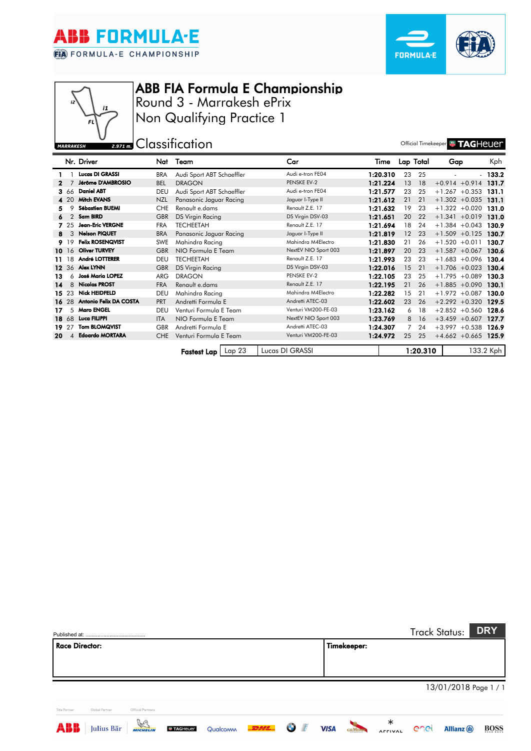# ABB FIA Formula E Championship

Round 3 - Marrakesh ePrix

Non Qualifying Practice 1

MARRAKESH 2.971 m.

## Classification

Official Timekeeper TAGHeuer

| | Nr. | Driver | Nat | Team | Car | Time | Lap | Total | Gap | | Kph |
|---|---|---|---|---|---|---|---|---|---|---|---|
| 1 | 1 | Lucas DI GRASSI | BRA | Audi Sport ABT Schaeffler | Audi e-tron FE04 | 1:20.310 | 23 | 25 | - | - | 133.2 |
| 2 | 7 | Jérôme D'AMBROSIO | BEL | DRAGON | PENSKE EV-2 | 1:21.224 | 13 | 18 | +0.914 | +0.914 | 131.7 |
| 3 | 66 | Daniel ABT | DEU | Audi Sport ABT Schaeffler | Audi e-tron FE04 | 1:21.577 | 23 | 25 | +1.267 | +0.353 | 131.1 |
| 4 | 20 | Mitch EVANS | NZL | Panasonic Jaguar Racing | Jaguar I-Type II | 1:21.612 | 21 | 21 | +1.302 | +0.035 | 131.1 |
| 5 | 9 | Sébastien BUEMI | CHE | Renault e.dams | Renault Z.E. 17 | 1:21.632 | 19 | 23 | +1.322 | +0.020 | 131.0 |
| 6 | 2 | Sam BIRD | GBR | DS Virgin Racing | DS Virgin DSV-03 | 1:21.651 | 20 | 22 | +1.341 | +0.019 | 131.0 |
| 7 | 25 | Jean-Eric VERGNE | FRA | TECHEETAH | Renault Z.E. 17 | 1:21.694 | 18 | 24 | +1.384 | +0.043 | 130.9 |
| 8 | 3 | Nelson PIQUET | BRA | Panasonic Jaguar Racing | Jaguar I-Type II | 1:21.819 | 12 | 23 | +1.509 | +0.125 | 130.7 |
| 9 | 19 | Felix ROSENQVIST | SWE | Mahindra Racing | Mahindra M4Electro | 1:21.830 | 21 | 26 | +1.520 | +0.011 | 130.7 |
| 10 | 16 | Oliver TURVEY | GBR | NIO Formula E Team | NextEV NIO Sport 003 | 1:21.897 | 20 | 23 | +1.587 | +0.067 | 130.6 |
| 11 | 18 | André LOTTERER | DEU | TECHEETAH | Renault Z.E. 17 | 1:21.993 | 23 | 23 | +1.683 | +0.096 | 130.4 |
| 12 | 36 | Alex LYNN | GBR | DS Virgin Racing | DS Virgin DSV-03 | 1:22.016 | 15 | 21 | +1.706 | +0.023 | 130.4 |
| 13 | 6 | José Maria LOPEZ | ARG | DRAGON | PENSKE EV-2 | 1:22.105 | 23 | 25 | +1.795 | +0.089 | 130.3 |
| 14 | 8 | Nicolas PROST | FRA | Renault e.dams | Renault Z.E. 17 | 1:22.195 | 21 | 26 | +1.885 | +0.090 | 130.1 |
| 15 | 23 | Nick HEIDFELD | DEU | Mahindra Racing | Mahindra M4Electro | 1:22.282 | 15 | 21 | +1.972 | +0.087 | 130.0 |
| 16 | 28 | Antonio Felix DA COSTA | PRT | Andretti Formula E | Andretti ATEC-03 | 1:22.602 | 23 | 26 | +2.292 | +0.320 | 129.5 |
| 17 | 5 | Maro ENGEL | DEU | Venturi Formula E Team | Venturi VM200-FE-03 | 1:23.162 | 6 | 18 | +2.852 | +0.560 | 128.6 |
| 18 | 68 | Luca FILIPPI | ITA | NIO Formula E Team | NextEV NIO Sport 003 | 1:23.769 | 8 | 16 | +3.459 | +0.607 | 127.7 |
| 19 | 27 | Tom BLOMQVIST | GBR | Andretti Formula E | Andretti ATEC-03 | 1:24.307 | 7 | 24 | +3.997 | +0.538 | 126.9 |
| 20 | 4 | Edoardo MORTARA | CHE | Venturi Formula E Team | Venturi VM200-FE-03 | 1:24.972 | 25 | 25 | +4.662 | +0.665 | 125.9 |

| Fastest Lap | Lap 23 | Lucas DI GRASSI | 1:20.310 | 133.2 Kph |
|---|---|---|---|---|

Published at: ........................................

Track Status: **DRY**

| Race Director: | Timekeeper: |
|---|---|
| | |

13/01/2018